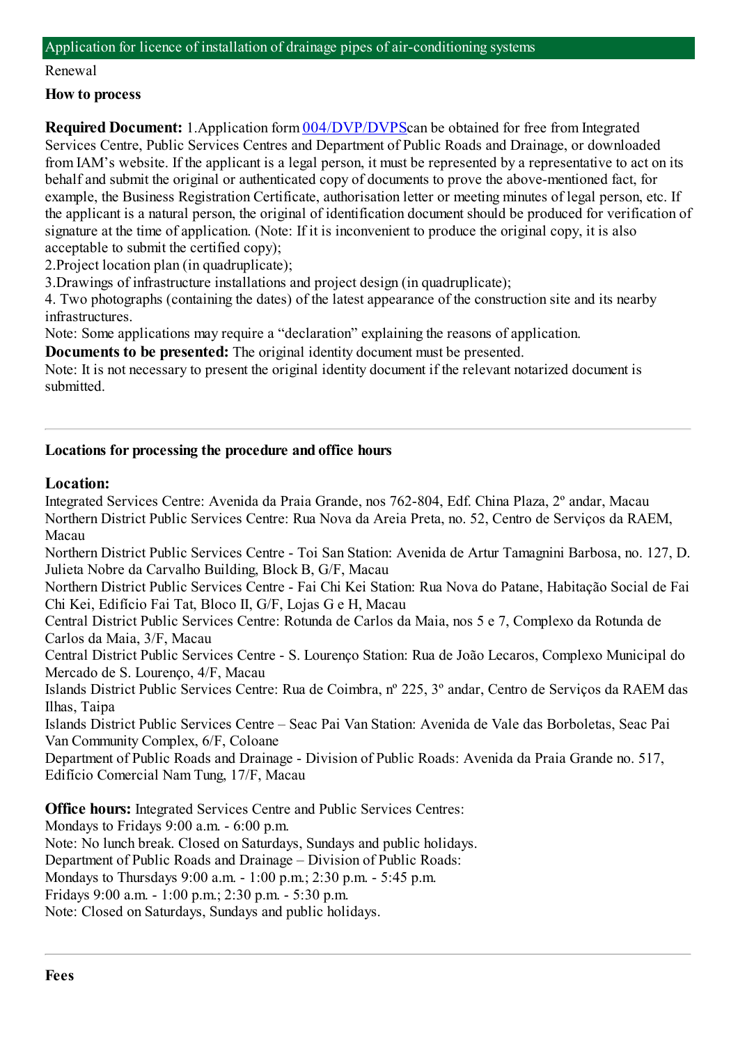## Application for licence of installation of drainage pipes of air-conditioning systems

Renewal

### How to process

**Required Document:** 1.Application form 004/DVP/DVPScan be obtained for free from Integrated Services Centre, Public Services Centres and Department of Public Roads and Drainage, or downloaded from IAM's website. If the applicant is a legal person, it must be represented by a representative to act on its behalf and submit the original or authenticated copy of documents to prove the above-mentioned fact, for example, the Business Registration Certificate, authorisation letter or meeting minutes of legal person, etc. If the applicant is a natural person, the original of identification document should be produced for verification of signature at the time of application. (Note: If it is inconvenient to produce the original copy, it is also acceptable to submit the certified copy);

2.Project location plan (in quadruplicate);

3.Drawings of infrastructure installations and project design (in quadruplicate);

4. Two photographs (containing the dates) of the latest appearance of the construction site and its nearby infrastructures.

Note: Some applications may require a "declaration" explaining the reasons of application.

**Documents to be presented:** The original identity document must be presented.

Note: It is not necessary to present the original identity document if the relevant notarized document is submitted.

---

### Locations for processing the procedure and office hours

**Location:**

Integrated Services Centre: Avenida da Praia Grande, nos 762-804, Edf. China Plaza, 2º andar, Macau

Northern District Public Services Centre: Rua Nova da Areia Preta, no. 52, Centro de Serviços da RAEM, Macau

Northern District Public Services Centre - Toi San Station: Avenida de Artur Tamagnini Barbosa, no. 127, D. Julieta Nobre da Carvalho Building, Block B, G/F, Macau

Northern District Public Services Centre - Fai Chi Kei Station: Rua Nova do Patane, Habitação Social de Fai Chi Kei, Edifício Fai Tat, Bloco II, G/F, Lojas G e H, Macau

Central District Public Services Centre: Rotunda de Carlos da Maia, nos 5 e 7, Complexo da Rotunda de Carlos da Maia, 3/F, Macau

Central District Public Services Centre - S. Lourenço Station: Rua de João Lecaros, Complexo Municipal do Mercado de S. Lourenço, 4/F, Macau

Islands District Public Services Centre: Rua de Coimbra, nº 225, 3º andar, Centro de Serviços da RAEM das Ilhas, Taipa

Islands District Public Services Centre – Seac Pai Van Station: Avenida de Vale das Borboletas, Seac Pai Van Community Complex, 6/F, Coloane

Department of Public Roads and Drainage - Division of Public Roads: Avenida da Praia Grande no. 517, Edifício Comercial Nam Tung, 17/F, Macau

**Office hours:** Integrated Services Centre and Public Services Centres:

Mondays to Fridays 9:00 a.m. - 6:00 p.m.

Note: No lunch break. Closed on Saturdays, Sundays and public holidays.

Department of Public Roads and Drainage – Division of Public Roads:

Mondays to Thursdays 9:00 a.m. - 1:00 p.m.; 2:30 p.m. - 5:45 p.m.

Fridays 9:00 a.m. - 1:00 p.m.; 2:30 p.m. - 5:30 p.m.

Note: Closed on Saturdays, Sundays and public holidays.

---

### Fees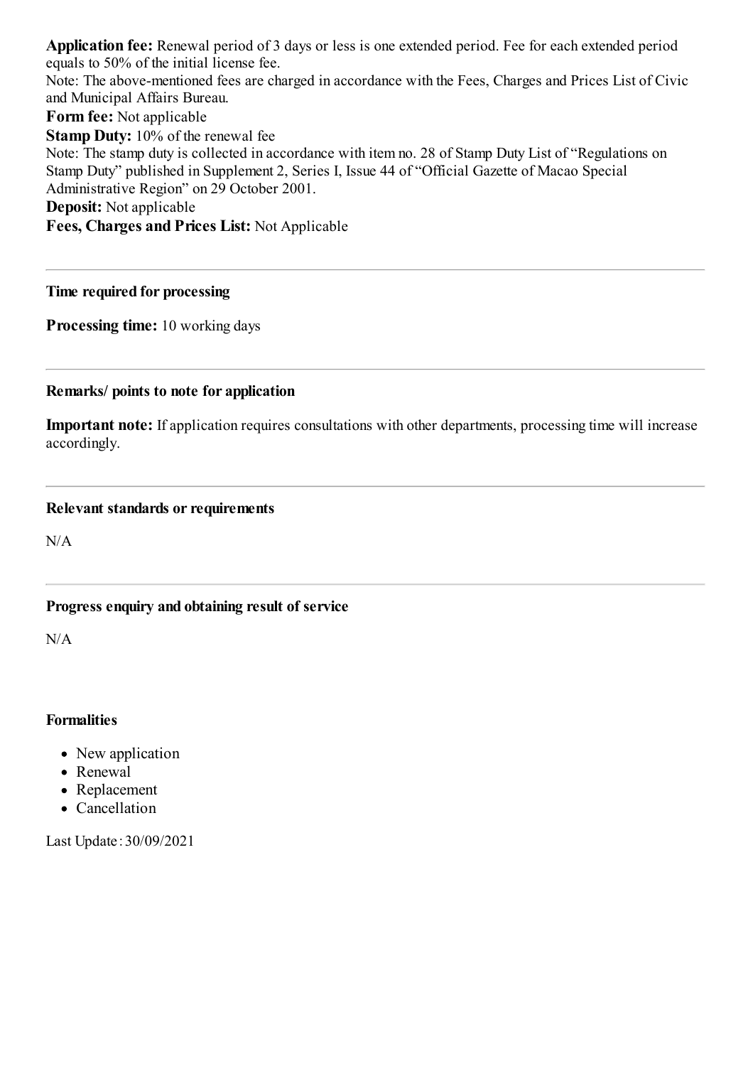**Application fee:** Renewal period of 3 days or less is one extended period. Fee for each extended period equals to 50% of the initial license fee.
Note: The above-mentioned fees are charged in accordance with the Fees, Charges and Prices List of Civic and Municipal Affairs Bureau.
**Form fee:** Not applicable
**Stamp Duty:** 10% of the renewal fee
Note: The stamp duty is collected in accordance with item no. 28 of Stamp Duty List of "Regulations on Stamp Duty" published in Supplement 2, Series I, Issue 44 of "Official Gazette of Macao Special Administrative Region" on 29 October 2001.
**Deposit:** Not applicable
**Fees, Charges and Prices List:** Not Applicable

---

**Time required for processing**

**Processing time:** 10 working days

---

**Remarks/ points to note for application**

**Important note:** If application requires consultations with other departments, processing time will increase accordingly.

---

**Relevant standards or requirements**

N/A

---

**Progress enquiry and obtaining result of service**

N/A

**Formalities**

- New application
- Renewal
- Replacement
- Cancellation

Last Update: 30/09/2021